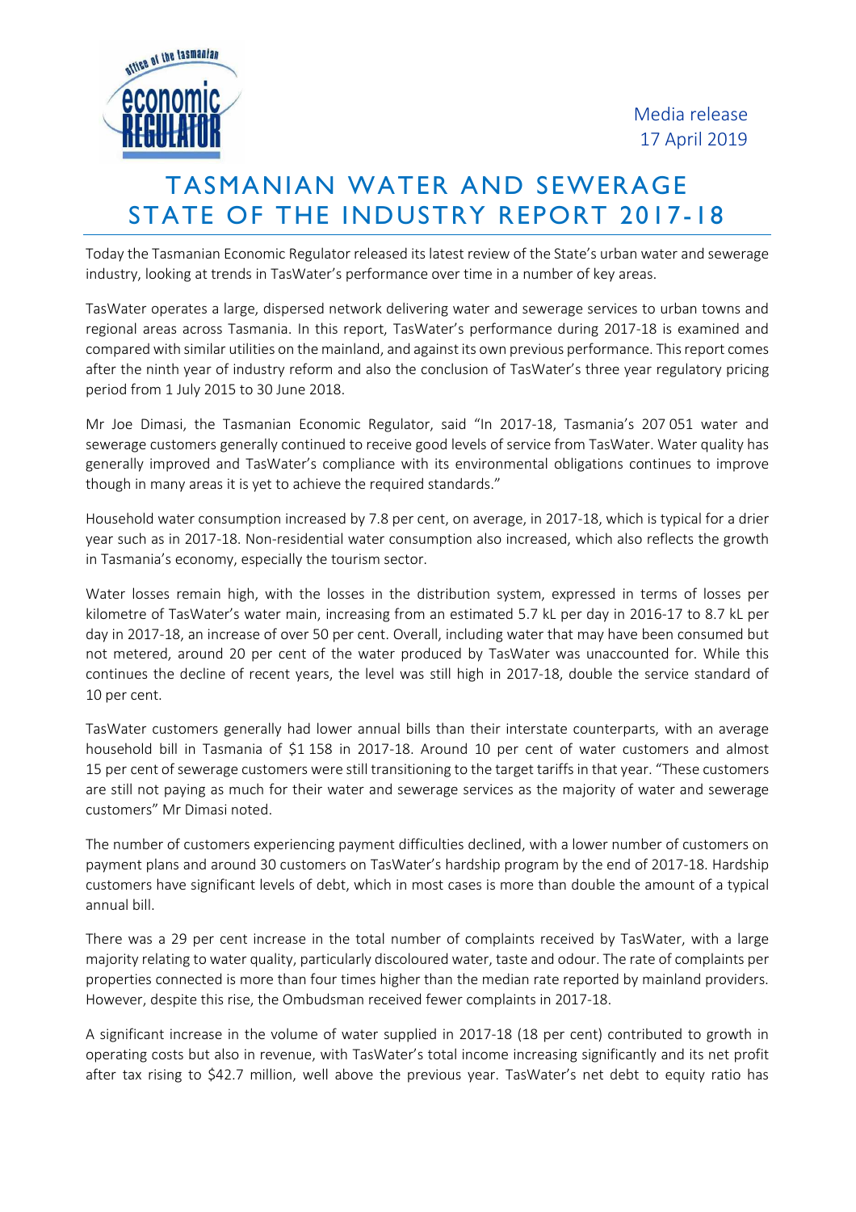Media release
17 April 2019

# TASMANIAN WATER AND SEWERAGE STATE OF THE INDUSTRY REPORT 2017-18

Today the Tasmanian Economic Regulator released its latest review of the State's urban water and sewerage industry, looking at trends in TasWater's performance over time in a number of key areas.

TasWater operates a large, dispersed network delivering water and sewerage services to urban towns and regional areas across Tasmania. In this report, TasWater's performance during 2017-18 is examined and compared with similar utilities on the mainland, and against its own previous performance. This report comes after the ninth year of industry reform and also the conclusion of TasWater's three year regulatory pricing period from 1 July 2015 to 30 June 2018.

Mr Joe Dimasi, the Tasmanian Economic Regulator, said "In 2017-18, Tasmania's 207 051 water and sewerage customers generally continued to receive good levels of service from TasWater. Water quality has generally improved and TasWater's compliance with its environmental obligations continues to improve though in many areas it is yet to achieve the required standards."

Household water consumption increased by 7.8 per cent, on average, in 2017-18, which is typical for a drier year such as in 2017-18. Non-residential water consumption also increased, which also reflects the growth in Tasmania's economy, especially the tourism sector.

Water losses remain high, with the losses in the distribution system, expressed in terms of losses per kilometre of TasWater's water main, increasing from an estimated 5.7 kL per day in 2016-17 to 8.7 kL per day in 2017-18, an increase of over 50 per cent. Overall, including water that may have been consumed but not metered, around 20 per cent of the water produced by TasWater was unaccounted for. While this continues the decline of recent years, the level was still high in 2017-18, double the service standard of 10 per cent.

TasWater customers generally had lower annual bills than their interstate counterparts, with an average household bill in Tasmania of $1 158 in 2017-18. Around 10 per cent of water customers and almost 15 per cent of sewerage customers were still transitioning to the target tariffs in that year. "These customers are still not paying as much for their water and sewerage services as the majority of water and sewerage customers" Mr Dimasi noted.

The number of customers experiencing payment difficulties declined, with a lower number of customers on payment plans and around 30 customers on TasWater's hardship program by the end of 2017-18. Hardship customers have significant levels of debt, which in most cases is more than double the amount of a typical annual bill.

There was a 29 per cent increase in the total number of complaints received by TasWater, with a large majority relating to water quality, particularly discoloured water, taste and odour. The rate of complaints per properties connected is more than four times higher than the median rate reported by mainland providers. However, despite this rise, the Ombudsman received fewer complaints in 2017-18.

A significant increase in the volume of water supplied in 2017-18 (18 per cent) contributed to growth in operating costs but also in revenue, with TasWater's total income increasing significantly and its net profit after tax rising to $42.7 million, well above the previous year. TasWater's net debt to equity ratio has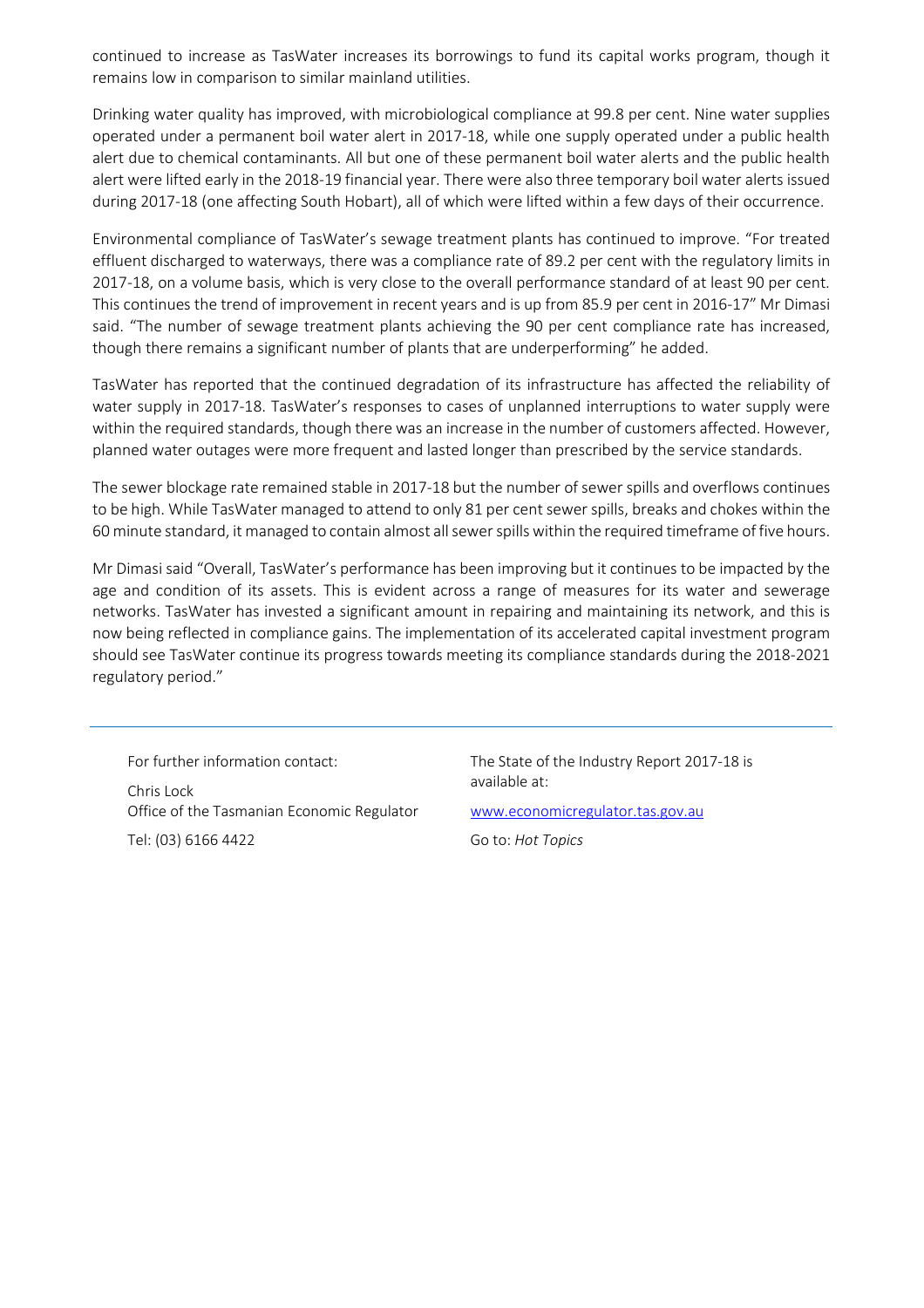continued to increase as TasWater increases its borrowings to fund its capital works program, though it remains low in comparison to similar mainland utilities.

Drinking water quality has improved, with microbiological compliance at 99.8 per cent. Nine water supplies operated under a permanent boil water alert in 2017-18, while one supply operated under a public health alert due to chemical contaminants. All but one of these permanent boil water alerts and the public health alert were lifted early in the 2018-19 financial year. There were also three temporary boil water alerts issued during 2017-18 (one affecting South Hobart), all of which were lifted within a few days of their occurrence.

Environmental compliance of TasWater's sewage treatment plants has continued to improve. "For treated effluent discharged to waterways, there was a compliance rate of 89.2 per cent with the regulatory limits in 2017-18, on a volume basis, which is very close to the overall performance standard of at least 90 per cent. This continues the trend of improvement in recent years and is up from 85.9 per cent in 2016-17" Mr Dimasi said. "The number of sewage treatment plants achieving the 90 per cent compliance rate has increased, though there remains a significant number of plants that are underperforming" he added.

TasWater has reported that the continued degradation of its infrastructure has affected the reliability of water supply in 2017-18. TasWater's responses to cases of unplanned interruptions to water supply were within the required standards, though there was an increase in the number of customers affected. However, planned water outages were more frequent and lasted longer than prescribed by the service standards.

The sewer blockage rate remained stable in 2017-18 but the number of sewer spills and overflows continues to be high. While TasWater managed to attend to only 81 per cent sewer spills, breaks and chokes within the 60 minute standard, it managed to contain almost all sewer spills within the required timeframe of five hours.

Mr Dimasi said "Overall, TasWater's performance has been improving but it continues to be impacted by the age and condition of its assets. This is evident across a range of measures for its water and sewerage networks. TasWater has invested a significant amount in repairing and maintaining its network, and this is now being reflected in compliance gains. The implementation of its accelerated capital investment program should see TasWater continue its progress towards meeting its compliance standards during the 2018-2021 regulatory period."

---

For further information contact:

Chris Lock
Office of the Tasmanian Economic Regulator

Tel: (03) 6166 4422

The State of the Industry Report 2017-18 is available at:

www.economicregulator.tas.gov.au

Go to: *Hot Topics*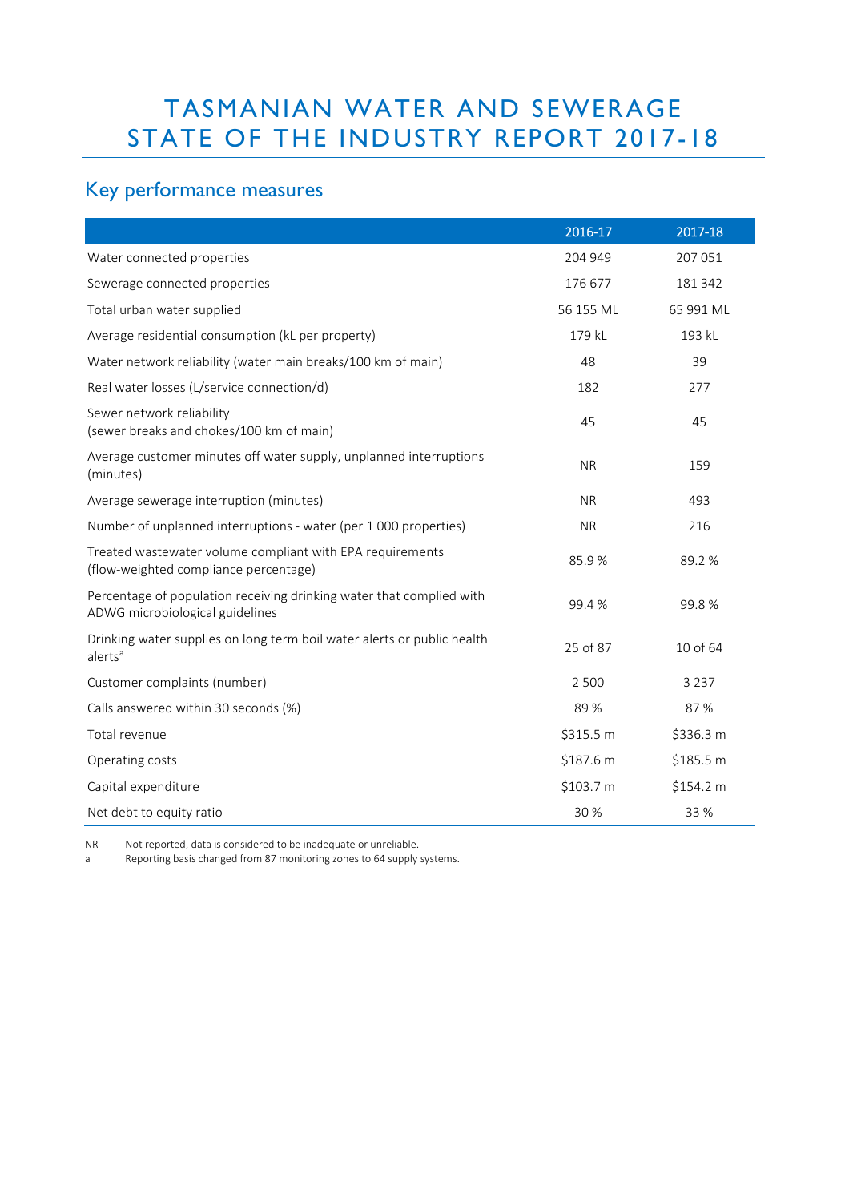# TASMANIAN WATER AND SEWERAGE STATE OF THE INDUSTRY REPORT 2017-18

## Key performance measures

| | 2016-17 | 2017-18 |
|---|---|---|
| Water connected properties | 204 949 | 207 051 |
| Sewerage connected properties | 176 677 | 181 342 |
| Total urban water supplied | 56 155 ML | 65 991 ML |
| Average residential consumption (kL per property) | 179 kL | 193 kL |
| Water network reliability (water main breaks/100 km of main) | 48 | 39 |
| Real water losses (L/service connection/d) | 182 | 277 |
| Sewer network reliability (sewer breaks and chokes/100 km of main) | 45 | 45 |
| Average customer minutes off water supply, unplanned interruptions (minutes) | NR | 159 |
| Average sewerage interruption (minutes) | NR | 493 |
| Number of unplanned interruptions - water (per 1 000 properties) | NR | 216 |
| Treated wastewater volume compliant with EPA requirements (flow-weighted compliance percentage) | 85.9 % | 89.2 % |
| Percentage of population receiving drinking water that complied with ADWG microbiological guidelines | 99.4 % | 99.8 % |
| Drinking water supplies on long term boil water alerts or public health alerts[a] | 25 of 87 | 10 of 64 |
| Customer complaints (number) | 2 500 | 3 237 |
| Calls answered within 30 seconds (%) | 89 % | 87 % |
| Total revenue | $315.5 m | $336.3 m |
| Operating costs | $187.6 m | $185.5 m |
| Capital expenditure | $103.7 m | $154.2 m |
| Net debt to equity ratio | 30 % | 33 % |

NR Not reported, data is considered to be inadequate or unreliable.

a Reporting basis changed from 87 monitoring zones to 64 supply systems.